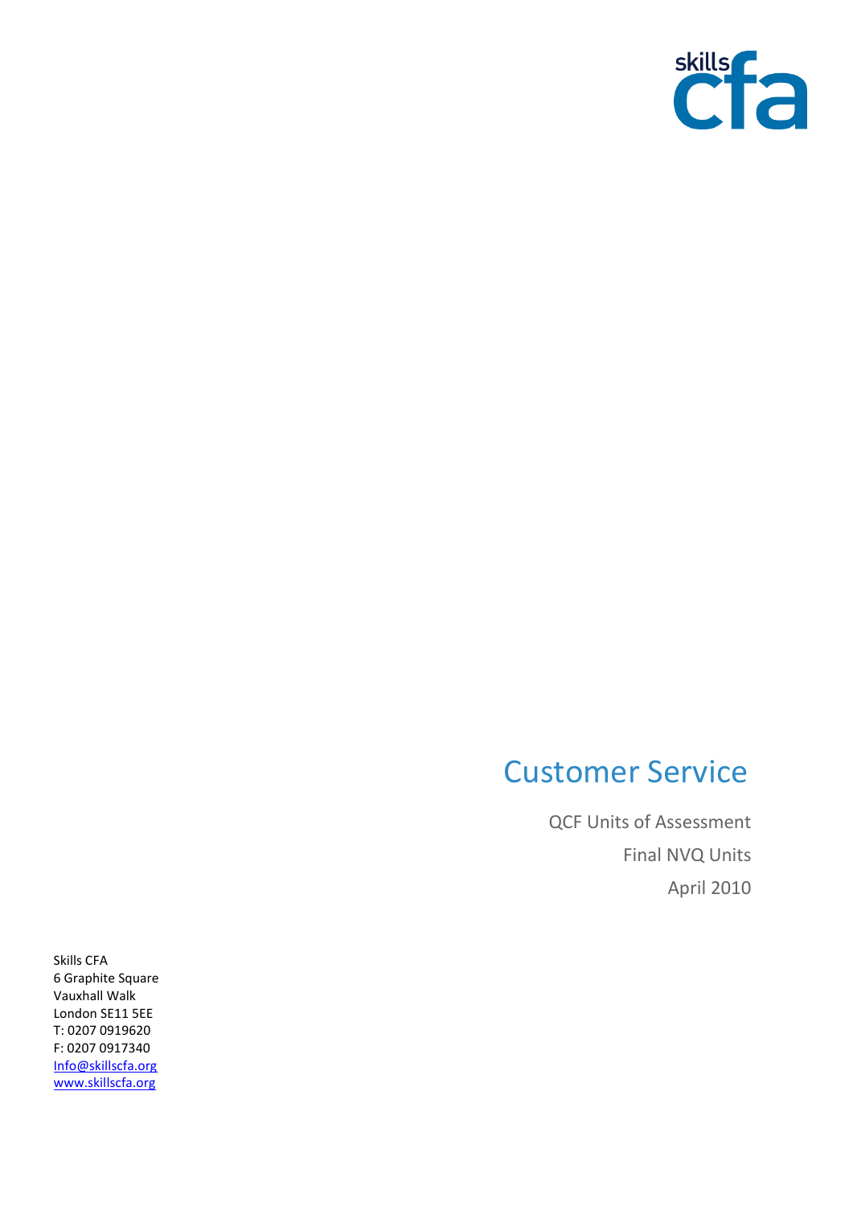skills cfa

# Customer Service

QCF Units of Assessment

Final NVQ Units

April 2010

Skills CFA
6 Graphite Square
Vauxhall Walk
London SE11 5EE
T: 0207 0919620
F: 0207 0917340
Info@skillscfa.org
www.skillscfa.org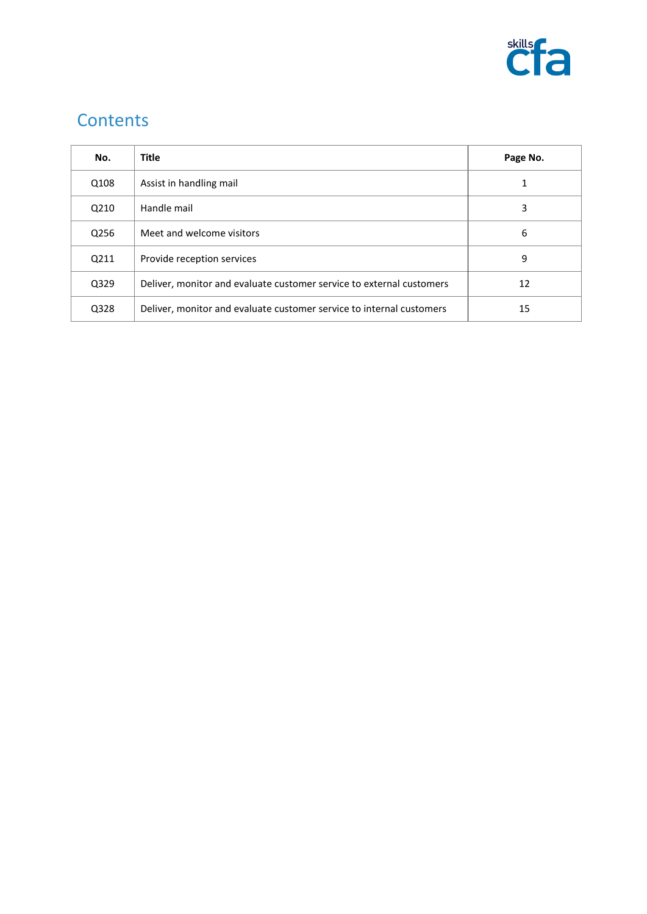## Contents

| No. | Title | Page No. |
|---|---|---|
| Q108 | Assist in handling mail | 1 |
| Q210 | Handle mail | 3 |
| Q256 | Meet and welcome visitors | 6 |
| Q211 | Provide reception services | 9 |
| Q329 | Deliver, monitor and evaluate customer service to external customers | 12 |
| Q328 | Deliver, monitor and evaluate customer service to internal customers | 15 |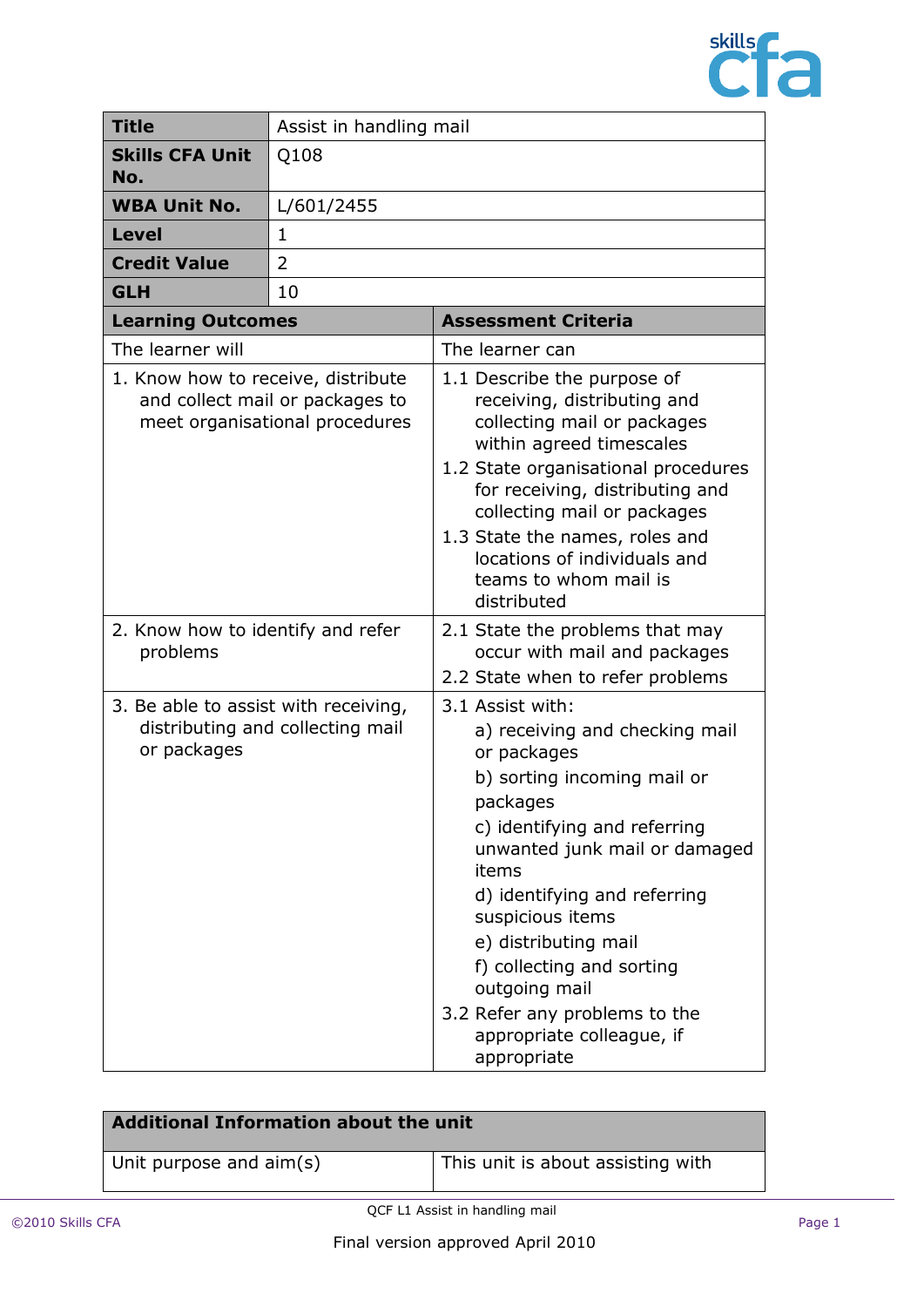| **Title** | Assist in handling mail |
|---|---|
| **Skills CFA Unit No.** | Q108 |
| **WBA Unit No.** | L/601/2455 |
| **Level** | 1 |
| **Credit Value** | 2 |
| **GLH** | 10 |

| **Learning Outcomes** | **Assessment Criteria** |
|---|---|
| The learner will | The learner can |
| 1. Know how to receive, distribute and collect mail or packages to meet organisational procedures | 1.1 Describe the purpose of receiving, distributing and collecting mail or packages within agreed timescales<br>1.2 State organisational procedures for receiving, distributing and collecting mail or packages<br>1.3 State the names, roles and locations of individuals and teams to whom mail is distributed |
| 2. Know how to identify and refer problems | 2.1 State the problems that may occur with mail and packages<br>2.2 State when to refer problems |
| 3. Be able to assist with receiving, distributing and collecting mail or packages | 3.1 Assist with:<br>a) receiving and checking mail or packages<br>b) sorting incoming mail or packages<br>c) identifying and referring unwanted junk mail or damaged items<br>d) identifying and referring suspicious items<br>e) distributing mail<br>f) collecting and sorting outgoing mail<br>3.2 Refer any problems to the appropriate colleague, if appropriate |

| **Additional Information about the unit** | |
|---|---|
| Unit purpose and aim(s) | This unit is about assisting with |

Final version approved April 2010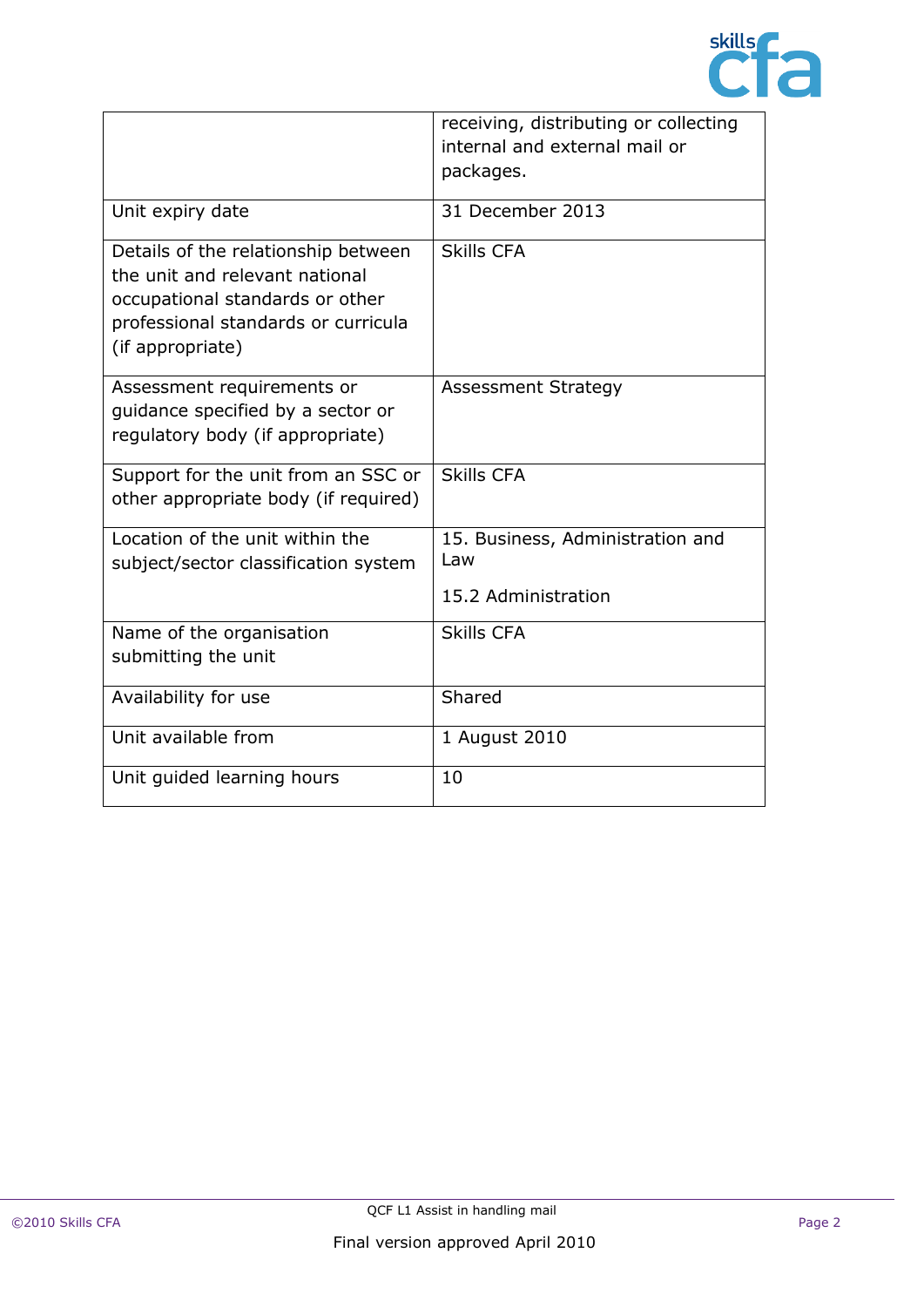| | |
|---|---|
| | receiving, distributing or collecting internal and external mail or packages. |
| Unit expiry date | 31 December 2013 |
| Details of the relationship between the unit and relevant national occupational standards or other professional standards or curricula (if appropriate) | Skills CFA |
| Assessment requirements or guidance specified by a sector or regulatory body (if appropriate) | Assessment Strategy |
| Support for the unit from an SSC or other appropriate body (if required) | Skills CFA |
| Location of the unit within the subject/sector classification system | 15. Business, Administration and Law<br><br>15.2 Administration |
| Name of the organisation submitting the unit | Skills CFA |
| Availability for use | Shared |
| Unit available from | 1 August 2010 |
| Unit guided learning hours | 10 |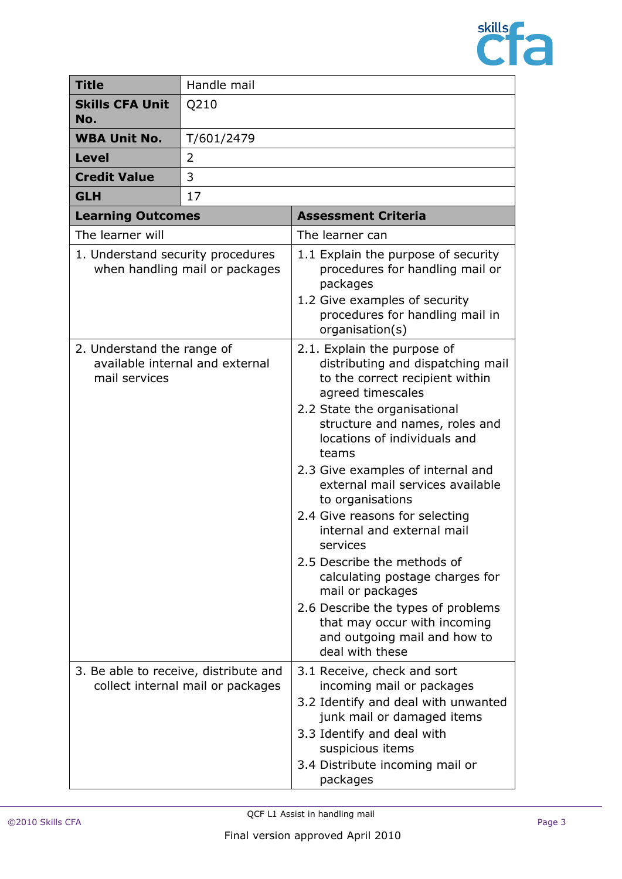| **Title** | Handle mail |
|---|---|
| **Skills CFA Unit No.** | Q210 |
| **WBA Unit No.** | T/601/2479 |
| **Level** | 2 |
| **Credit Value** | 3 |
| **GLH** | 17 |

| **Learning Outcomes** | **Assessment Criteria** |
|---|---|
| The learner will | The learner can |
| 1. Understand security procedures when handling mail or packages | 1.1 Explain the purpose of security procedures for handling mail or packages<br>1.2 Give examples of security procedures for handling mail in organisation(s) |
| 2. Understand the range of available internal and external mail services | 2.1. Explain the purpose of distributing and dispatching mail to the correct recipient within agreed timescales<br>2.2 State the organisational structure and names, roles and locations of individuals and teams<br>2.3 Give examples of internal and external mail services available to organisations<br>2.4 Give reasons for selecting internal and external mail services<br>2.5 Describe the methods of calculating postage charges for mail or packages<br>2.6 Describe the types of problems that may occur with incoming and outgoing mail and how to deal with these |
| 3. Be able to receive, distribute and collect internal mail or packages | 3.1 Receive, check and sort incoming mail or packages<br>3.2 Identify and deal with unwanted junk mail or damaged items<br>3.3 Identify and deal with suspicious items<br>3.4 Distribute incoming mail or packages |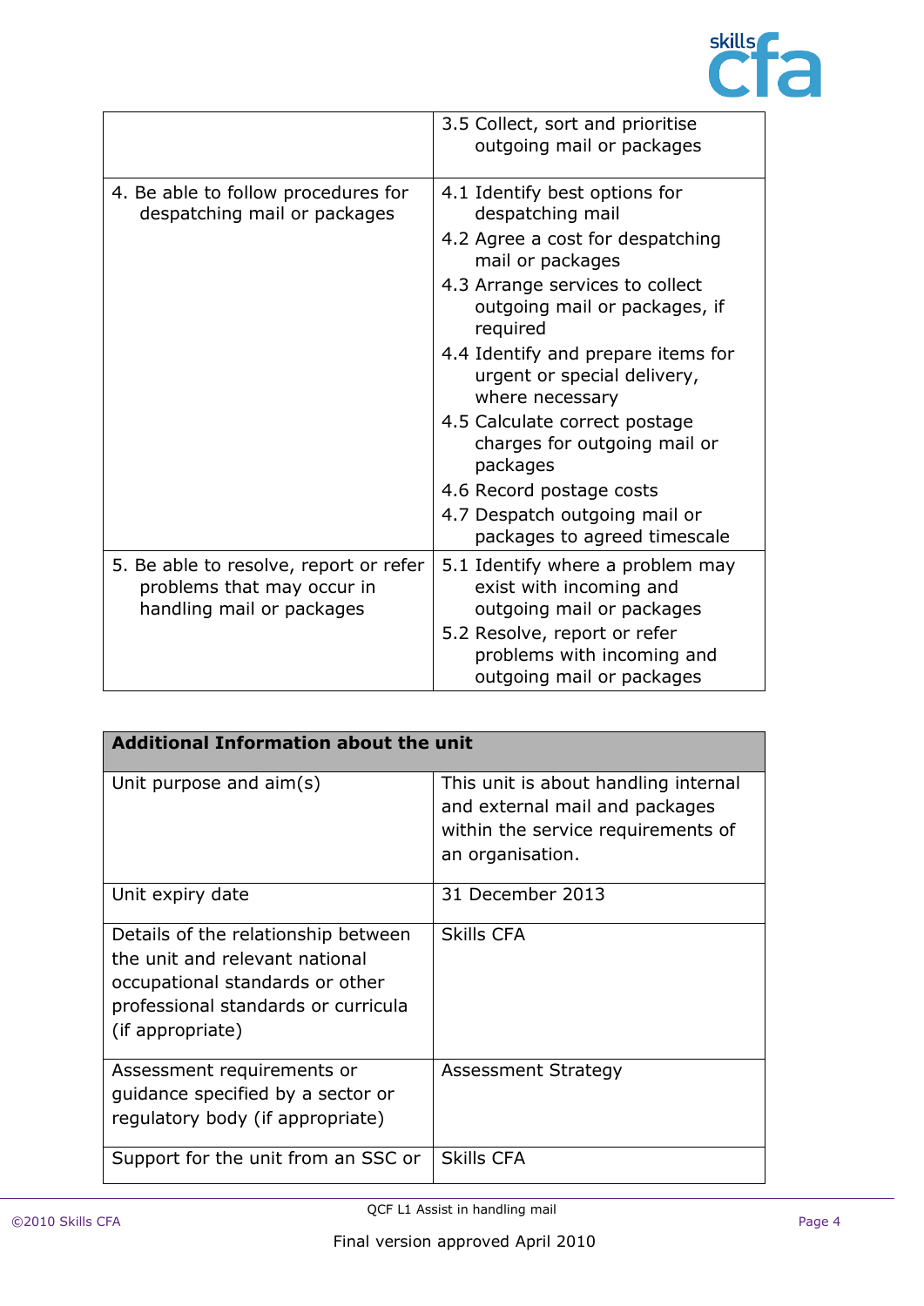| | |
|---|---|
| | 3.5 Collect, sort and prioritise outgoing mail or packages |
| 4. Be able to follow procedures for despatching mail or packages | 4.1 Identify best options for despatching mail<br>4.2 Agree a cost for despatching mail or packages<br>4.3 Arrange services to collect outgoing mail or packages, if required<br>4.4 Identify and prepare items for urgent or special delivery, where necessary<br>4.5 Calculate correct postage charges for outgoing mail or packages<br>4.6 Record postage costs<br>4.7 Despatch outgoing mail or packages to agreed timescale |
| 5. Be able to resolve, report or refer problems that may occur in handling mail or packages | 5.1 Identify where a problem may exist with incoming and outgoing mail or packages<br>5.2 Resolve, report or refer problems with incoming and outgoing mail or packages |

| **Additional Information about the unit** | |
|---|---|
| Unit purpose and aim(s) | This unit is about handling internal and external mail and packages within the service requirements of an organisation. |
| Unit expiry date | 31 December 2013 |
| Details of the relationship between the unit and relevant national occupational standards or other professional standards or curricula (if appropriate) | Skills CFA |
| Assessment requirements or guidance specified by a sector or regulatory body (if appropriate) | Assessment Strategy |
| Support for the unit from an SSC or | Skills CFA |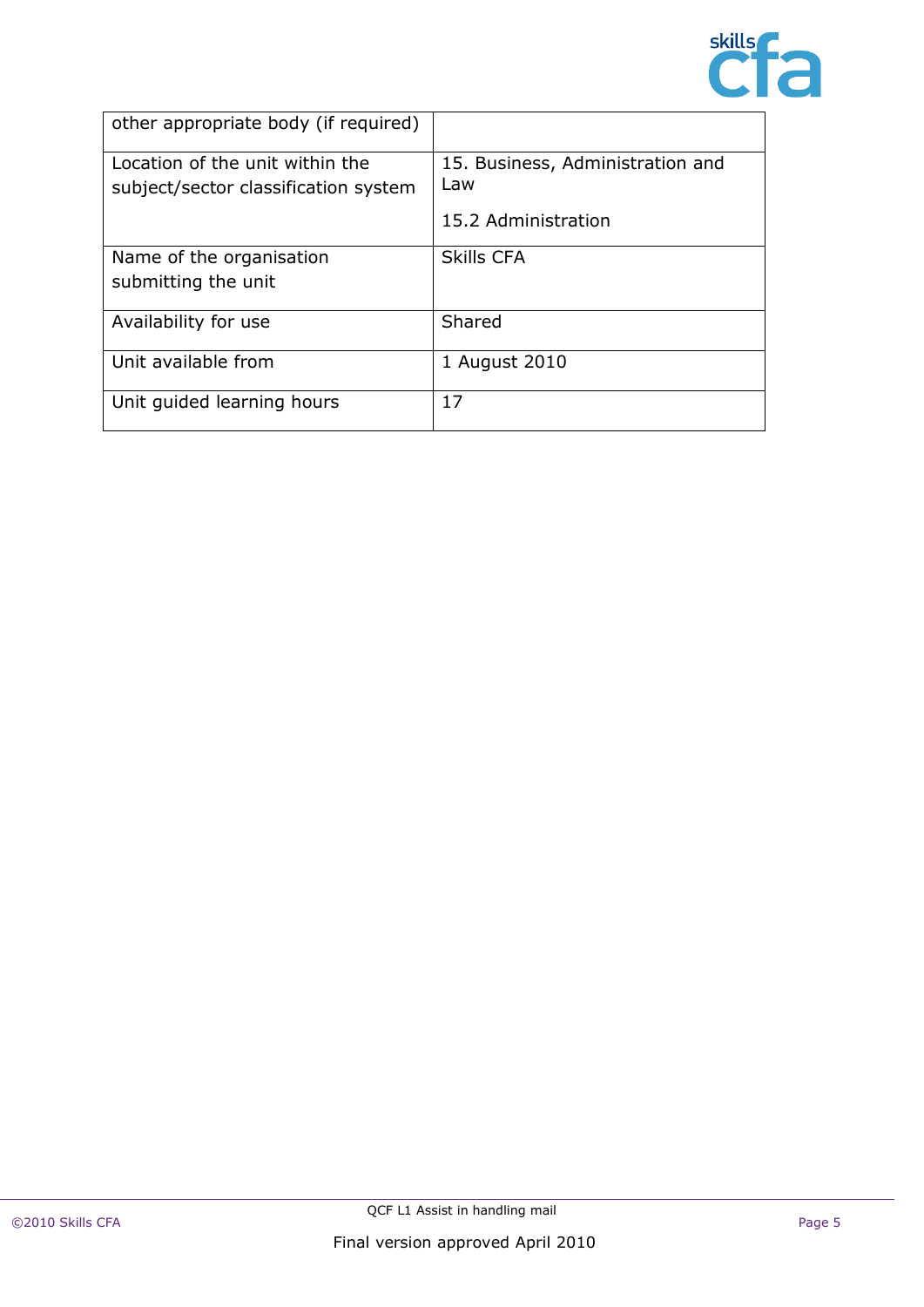| other appropriate body (if required) | |
|---|---|
| Location of the unit within the subject/sector classification system | 15. Business, Administration and Law<br><br>15.2 Administration |
| Name of the organisation submitting the unit | Skills CFA |
| Availability for use | Shared |
| Unit available from | 1 August 2010 |
| Unit guided learning hours | 17 |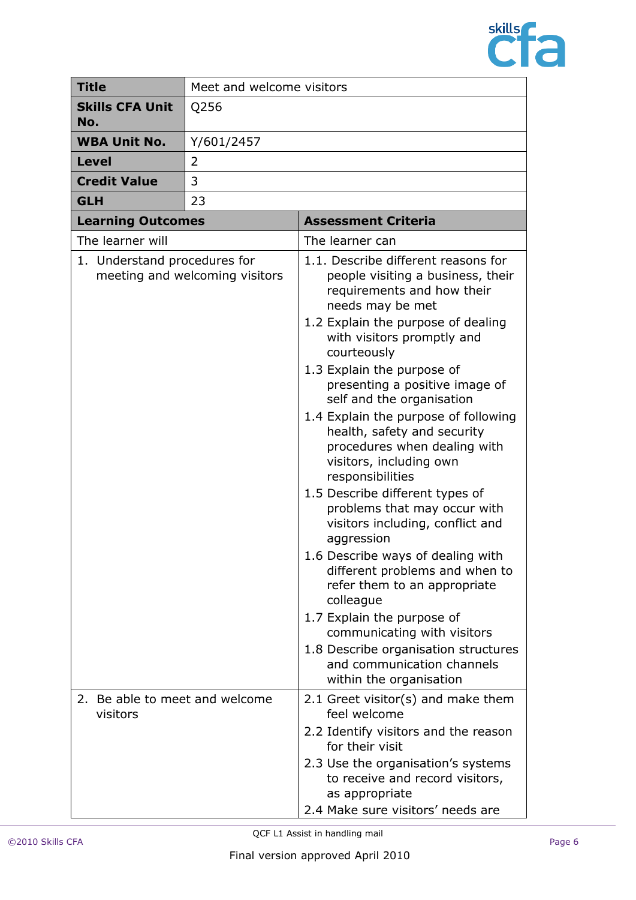| **Title** | Meet and welcome visitors |
|---|---|
| **Skills CFA Unit No.** | Q256 |
| **WBA Unit No.** | Y/601/2457 |
| **Level** | 2 |
| **Credit Value** | 3 |
| **GLH** | 23 |

| **Learning Outcomes** | **Assessment Criteria** |
|---|---|
| The learner will | The learner can |
| 1. Understand procedures for meeting and welcoming visitors | 1.1. Describe different reasons for people visiting a business, their requirements and how their needs may be met<br>1.2 Explain the purpose of dealing with visitors promptly and courteously<br>1.3 Explain the purpose of presenting a positive image of self and the organisation<br>1.4 Explain the purpose of following health, safety and security procedures when dealing with visitors, including own responsibilities<br>1.5 Describe different types of problems that may occur with visitors including, conflict and aggression<br>1.6 Describe ways of dealing with different problems and when to refer them to an appropriate colleague<br>1.7 Explain the purpose of communicating with visitors<br>1.8 Describe organisation structures and communication channels within the organisation |
| 2. Be able to meet and welcome visitors | 2.1 Greet visitor(s) and make them feel welcome<br>2.2 Identify visitors and the reason for their visit<br>2.3 Use the organisation's systems to receive and record visitors, as appropriate<br>2.4 Make sure visitors' needs are |

QCF L1 Assist in handling mail

Final version approved April 2010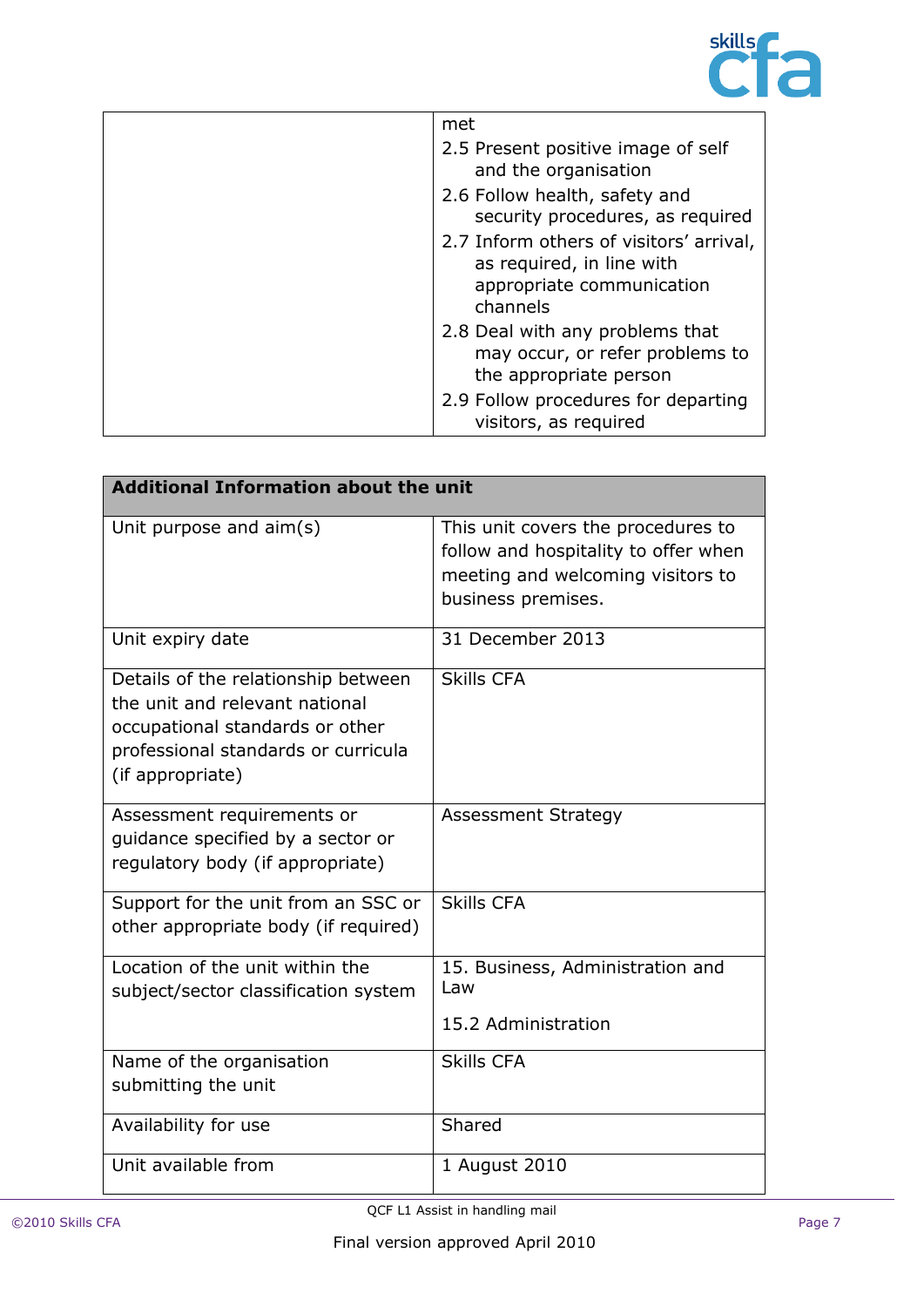| | met<br>2.5 Present positive image of self and the organisation<br>2.6 Follow health, safety and security procedures, as required<br>2.7 Inform others of visitors' arrival, as required, in line with appropriate communication channels<br>2.8 Deal with any problems that may occur, or refer problems to the appropriate person<br>2.9 Follow procedures for departing visitors, as required |
|---|---|

| **Additional Information about the unit** | |
|---|---|
| Unit purpose and aim(s) | This unit covers the procedures to follow and hospitality to offer when meeting and welcoming visitors to business premises. |
| Unit expiry date | 31 December 2013 |
| Details of the relationship between the unit and relevant national occupational standards or other professional standards or curricula (if appropriate) | Skills CFA |
| Assessment requirements or guidance specified by a sector or regulatory body (if appropriate) | Assessment Strategy |
| Support for the unit from an SSC or other appropriate body (if required) | Skills CFA |
| Location of the unit within the subject/sector classification system | 15. Business, Administration and Law<br><br>15.2 Administration |
| Name of the organisation submitting the unit | Skills CFA |
| Availability for use | Shared |
| Unit available from | 1 August 2010 |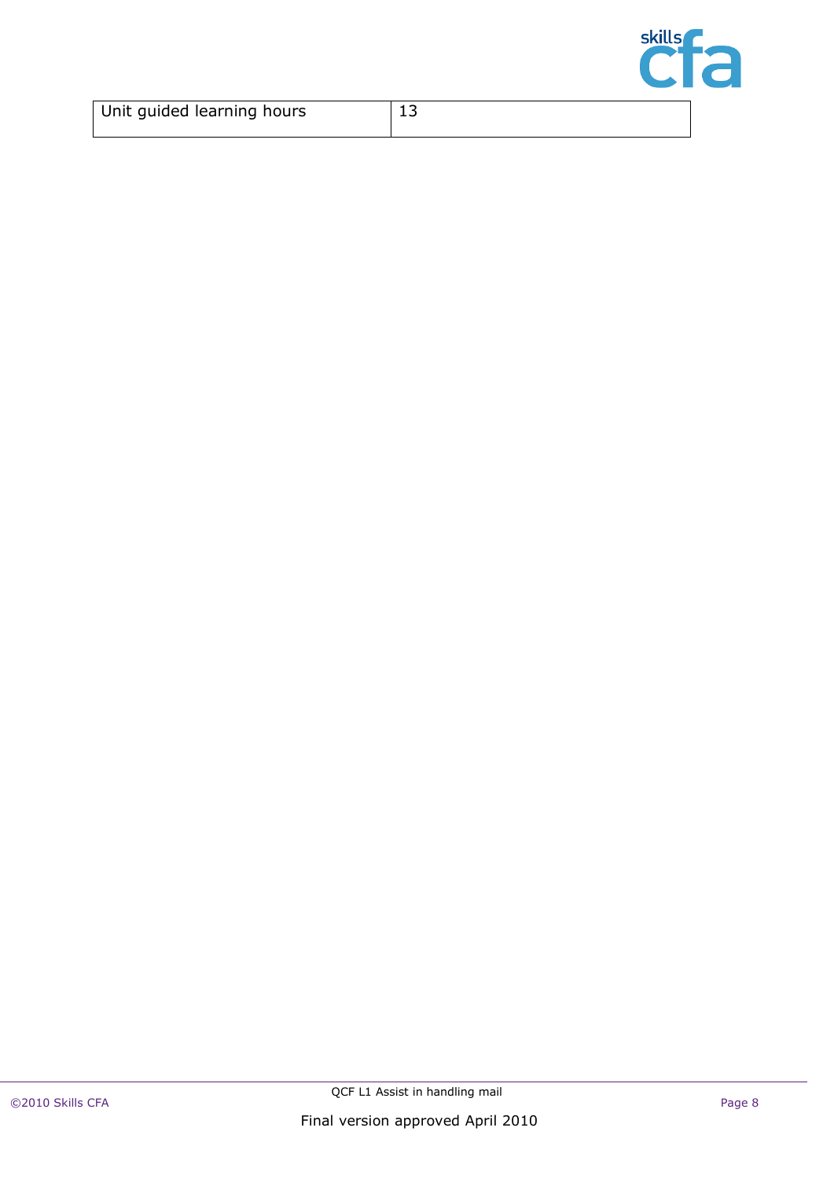| Unit guided learning hours | 13 |
|---|---|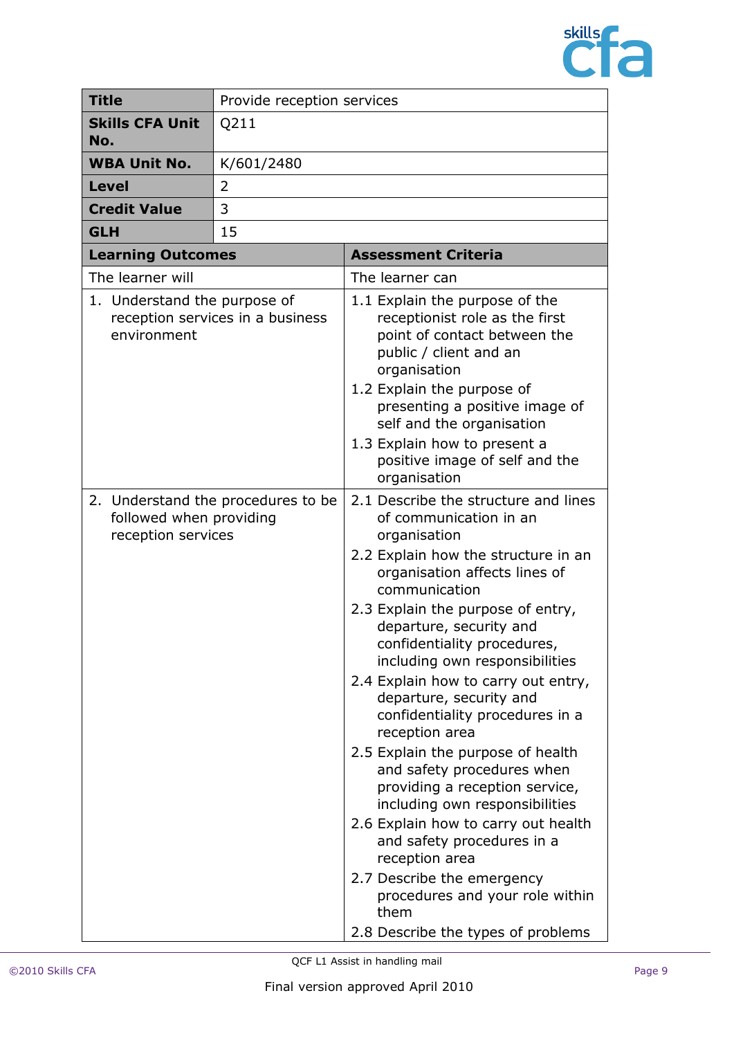| **Title** | Provide reception services |
|---|---|
| **Skills CFA Unit No.** | Q211 |
| **WBA Unit No.** | K/601/2480 |
| **Level** | 2 |
| **Credit Value** | 3 |
| **GLH** | 15 |

| **Learning Outcomes** | **Assessment Criteria** |
|---|---|
| The learner will | The learner can |
| 1. Understand the purpose of reception services in a business environment | 1.1 Explain the purpose of the receptionist role as the first point of contact between the public / client and an organisation<br>1.2 Explain the purpose of presenting a positive image of self and the organisation<br>1.3 Explain how to present a positive image of self and the organisation |
| 2. Understand the procedures to be followed when providing reception services | 2.1 Describe the structure and lines of communication in an organisation<br>2.2 Explain how the structure in an organisation affects lines of communication<br>2.3 Explain the purpose of entry, departure, security and confidentiality procedures, including own responsibilities<br>2.4 Explain how to carry out entry, departure, security and confidentiality procedures in a reception area<br>2.5 Explain the purpose of health and safety procedures when providing a reception service, including own responsibilities<br>2.6 Explain how to carry out health and safety procedures in a reception area<br>2.7 Describe the emergency procedures and your role within them<br>2.8 Describe the types of problems |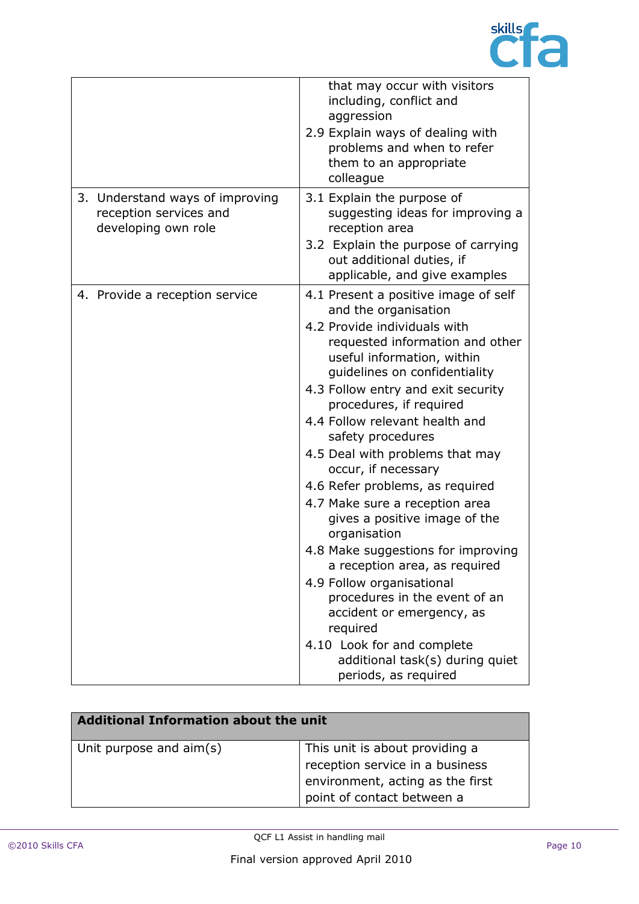| | |
|---|---|
| | that may occur with visitors including, conflict and aggression<br>2.9 Explain ways of dealing with problems and when to refer them to an appropriate colleague |
| 3. Understand ways of improving reception services and developing own role | 3.1 Explain the purpose of suggesting ideas for improving a reception area<br>3.2 Explain the purpose of carrying out additional duties, if applicable, and give examples |
| 4. Provide a reception service | 4.1 Present a positive image of self and the organisation<br>4.2 Provide individuals with requested information and other useful information, within guidelines on confidentiality<br>4.3 Follow entry and exit security procedures, if required<br>4.4 Follow relevant health and safety procedures<br>4.5 Deal with problems that may occur, if necessary<br>4.6 Refer problems, as required<br>4.7 Make sure a reception area gives a positive image of the organisation<br>4.8 Make suggestions for improving a reception area, as required<br>4.9 Follow organisational procedures in the event of an accident or emergency, as required<br>4.10 Look for and complete additional task(s) during quiet periods, as required |

| **Additional Information about the unit** | |
|---|---|
| Unit purpose and aim(s) | This unit is about providing a reception service in a business environment, acting as the first point of contact between a |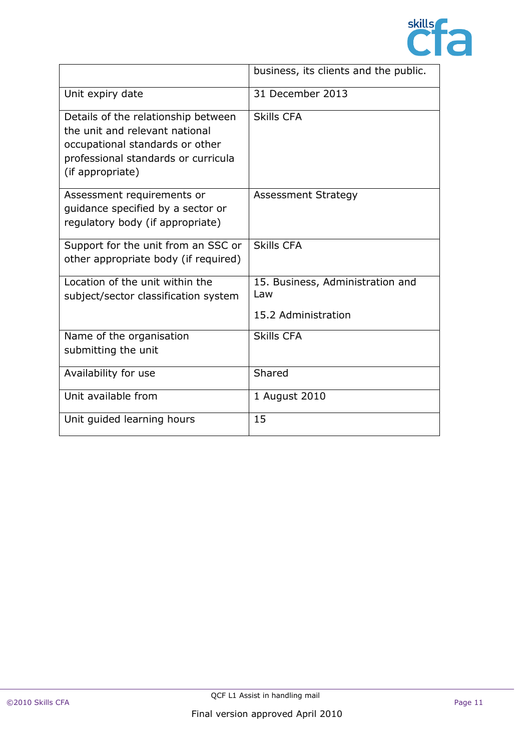|  |  |
|---|---|
|  | business, its clients and the public. |
| Unit expiry date | 31 December 2013 |
| Details of the relationship between the unit and relevant national occupational standards or other professional standards or curricula (if appropriate) | Skills CFA |
| Assessment requirements or guidance specified by a sector or regulatory body (if appropriate) | Assessment Strategy |
| Support for the unit from an SSC or other appropriate body (if required) | Skills CFA |
| Location of the unit within the subject/sector classification system | 15. Business, Administration and Law<br><br>15.2 Administration |
| Name of the organisation submitting the unit | Skills CFA |
| Availability for use | Shared |
| Unit available from | 1 August 2010 |
| Unit guided learning hours | 15 |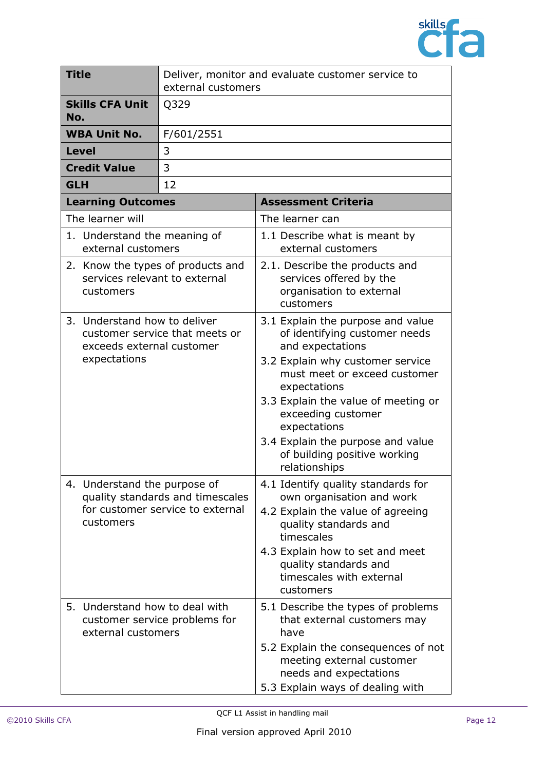| **Title** | Deliver, monitor and evaluate customer service to external customers |
|---|---|
| **Skills CFA Unit No.** | Q329 |
| **WBA Unit No.** | F/601/2551 |
| **Level** | 3 |
| **Credit Value** | 3 |
| **GLH** | 12 |

| **Learning Outcomes** | **Assessment Criteria** |
|---|---|
| The learner will | The learner can |
| 1. Understand the meaning of external customers | 1.1 Describe what is meant by external customers |
| 2. Know the types of products and services relevant to external customers | 2.1. Describe the products and services offered by the organisation to external customers |
| 3. Understand how to deliver customer service that meets or exceeds external customer expectations | 3.1 Explain the purpose and value of identifying customer needs and expectations<br>3.2 Explain why customer service must meet or exceed customer expectations<br>3.3 Explain the value of meeting or exceeding customer expectations<br>3.4 Explain the purpose and value of building positive working relationships |
| 4. Understand the purpose of quality standards and timescales for customer service to external customers | 4.1 Identify quality standards for own organisation and work<br>4.2 Explain the value of agreeing quality standards and timescales<br>4.3 Explain how to set and meet quality standards and timescales with external customers |
| 5. Understand how to deal with customer service problems for external customers | 5.1 Describe the types of problems that external customers may have<br>5.2 Explain the consequences of not meeting external customer needs and expectations<br>5.3 Explain ways of dealing with |

QCF L1 Assist in handling mail

Final version approved April 2010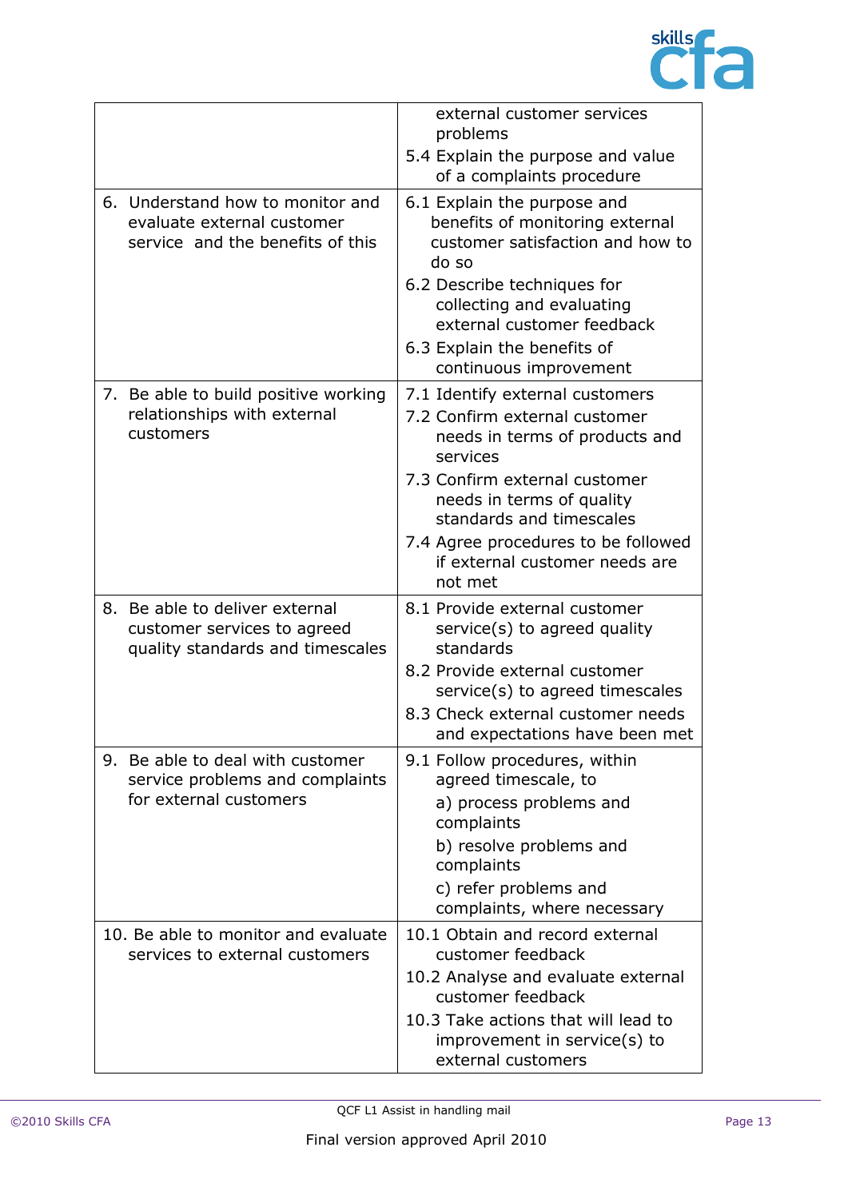| | |
|---|---|
| | external customer services problems<br>5.4 Explain the purpose and value of a complaints procedure |
| 6. Understand how to monitor and evaluate external customer service and the benefits of this | 6.1 Explain the purpose and benefits of monitoring external customer satisfaction and how to do so<br>6.2 Describe techniques for collecting and evaluating external customer feedback<br>6.3 Explain the benefits of continuous improvement |
| 7. Be able to build positive working relationships with external customers | 7.1 Identify external customers<br>7.2 Confirm external customer needs in terms of products and services<br>7.3 Confirm external customer needs in terms of quality standards and timescales<br>7.4 Agree procedures to be followed if external customer needs are not met |
| 8. Be able to deliver external customer services to agreed quality standards and timescales | 8.1 Provide external customer service(s) to agreed quality standards<br>8.2 Provide external customer service(s) to agreed timescales<br>8.3 Check external customer needs and expectations have been met |
| 9. Be able to deal with customer service problems and complaints for external customers | 9.1 Follow procedures, within agreed timescale, to<br>a) process problems and complaints<br>b) resolve problems and complaints<br>c) refer problems and complaints, where necessary |
| 10. Be able to monitor and evaluate services to external customers | 10.1 Obtain and record external customer feedback<br>10.2 Analyse and evaluate external customer feedback<br>10.3 Take actions that will lead to improvement in service(s) to external customers |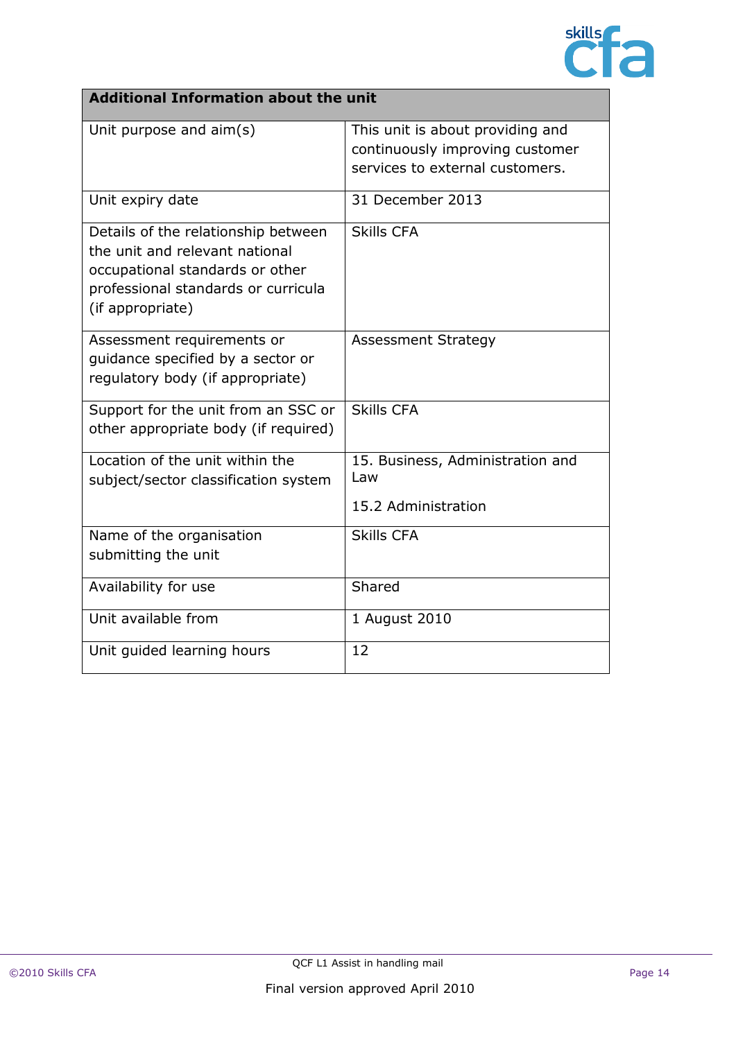| Additional Information about the unit | |
|---|---|
| Unit purpose and aim(s) | This unit is about providing and continuously improving customer services to external customers. |
| Unit expiry date | 31 December 2013 |
| Details of the relationship between the unit and relevant national occupational standards or other professional standards or curricula (if appropriate) | Skills CFA |
| Assessment requirements or guidance specified by a sector or regulatory body (if appropriate) | Assessment Strategy |
| Support for the unit from an SSC or other appropriate body (if required) | Skills CFA |
| Location of the unit within the subject/sector classification system | 15. Business, Administration and Law<br><br>15.2 Administration |
| Name of the organisation submitting the unit | Skills CFA |
| Availability for use | Shared |
| Unit available from | 1 August 2010 |
| Unit guided learning hours | 12 |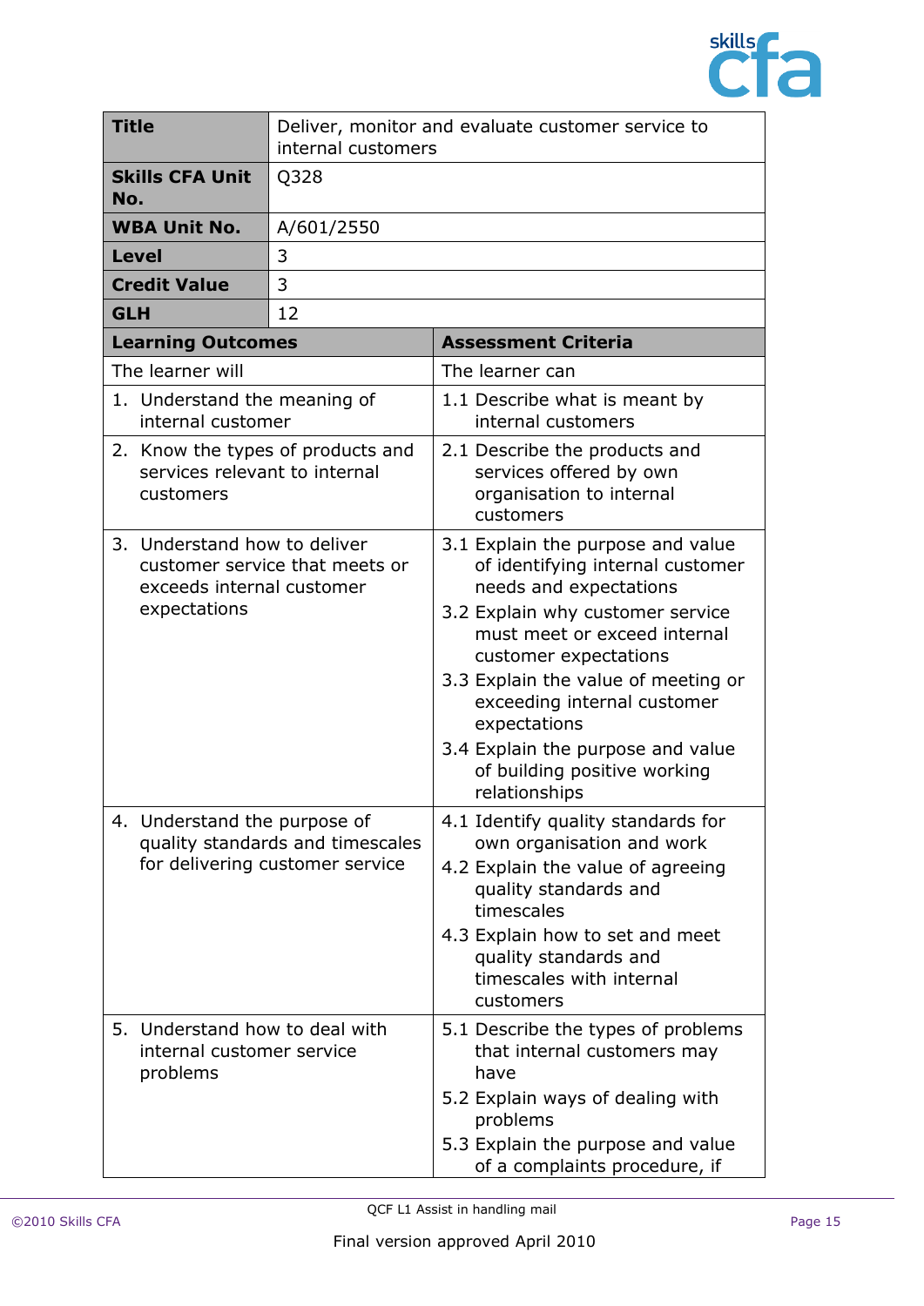| Title | Deliver, monitor and evaluate customer service to internal customers |
|---|---|
| **Skills CFA Unit No.** | Q328 |
| **WBA Unit No.** | A/601/2550 |
| **Level** | 3 |
| **Credit Value** | 3 |
| **GLH** | 12 |

| Learning Outcomes | Assessment Criteria |
|---|---|
| The learner will | The learner can |
| 1. Understand the meaning of internal customer | 1.1 Describe what is meant by internal customers |
| 2. Know the types of products and services relevant to internal customers | 2.1 Describe the products and services offered by own organisation to internal customers |
| 3. Understand how to deliver customer service that meets or exceeds internal customer expectations | 3.1 Explain the purpose and value of identifying internal customer needs and expectations<br>3.2 Explain why customer service must meet or exceed internal customer expectations<br>3.3 Explain the value of meeting or exceeding internal customer expectations<br>3.4 Explain the purpose and value of building positive working relationships |
| 4. Understand the purpose of quality standards and timescales for delivering customer service | 4.1 Identify quality standards for own organisation and work<br>4.2 Explain the value of agreeing quality standards and timescales<br>4.3 Explain how to set and meet quality standards and timescales with internal customers |
| 5. Understand how to deal with internal customer service problems | 5.1 Describe the types of problems that internal customers may have<br>5.2 Explain ways of dealing with problems<br>5.3 Explain the purpose and value of a complaints procedure, if |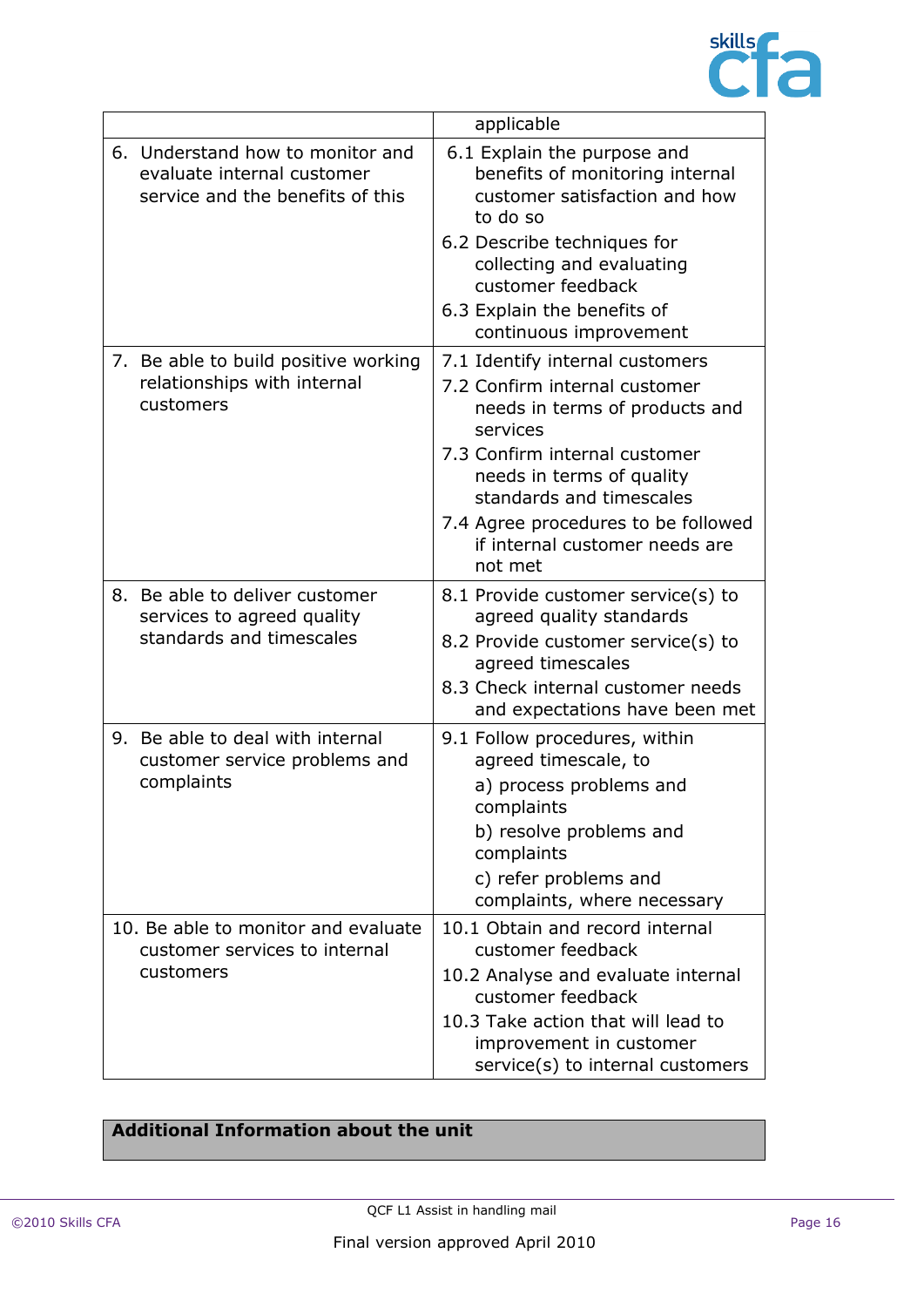| | |
|---|---|
| | applicable |
| 6. Understand how to monitor and evaluate internal customer service and the benefits of this | 6.1 Explain the purpose and benefits of monitoring internal customer satisfaction and how to do so<br>6.2 Describe techniques for collecting and evaluating customer feedback<br>6.3 Explain the benefits of continuous improvement |
| 7. Be able to build positive working relationships with internal customers | 7.1 Identify internal customers<br>7.2 Confirm internal customer needs in terms of products and services<br>7.3 Confirm internal customer needs in terms of quality standards and timescales<br>7.4 Agree procedures to be followed if internal customer needs are not met |
| 8. Be able to deliver customer services to agreed quality standards and timescales | 8.1 Provide customer service(s) to agreed quality standards<br>8.2 Provide customer service(s) to agreed timescales<br>8.3 Check internal customer needs and expectations have been met |
| 9. Be able to deal with internal customer service problems and complaints | 9.1 Follow procedures, within agreed timescale, to<br>a) process problems and complaints<br>b) resolve problems and complaints<br>c) refer problems and complaints, where necessary |
| 10. Be able to monitor and evaluate customer services to internal customers | 10.1 Obtain and record internal customer feedback<br>10.2 Analyse and evaluate internal customer feedback<br>10.3 Take action that will lead to improvement in customer service(s) to internal customers |

**Additional Information about the unit**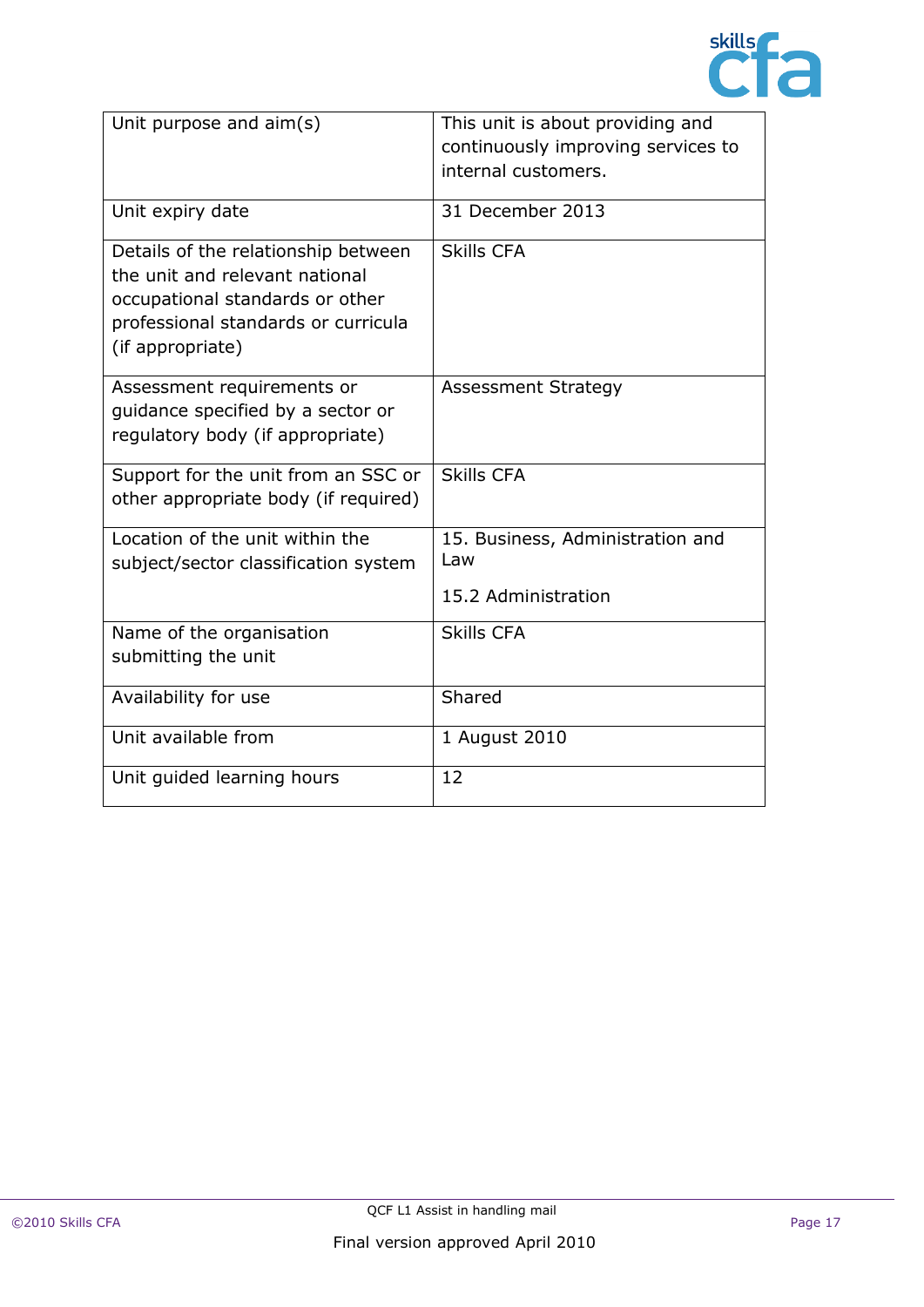| | |
|---|---|
| Unit purpose and aim(s) | This unit is about providing and continuously improving services to internal customers. |
| Unit expiry date | 31 December 2013 |
| Details of the relationship between the unit and relevant national occupational standards or other professional standards or curricula (if appropriate) | Skills CFA |
| Assessment requirements or guidance specified by a sector or regulatory body (if appropriate) | Assessment Strategy |
| Support for the unit from an SSC or other appropriate body (if required) | Skills CFA |
| Location of the unit within the subject/sector classification system | 15. Business, Administration and Law<br><br>15.2 Administration |
| Name of the organisation submitting the unit | Skills CFA |
| Availability for use | Shared |
| Unit available from | 1 August 2010 |
| Unit guided learning hours | 12 |